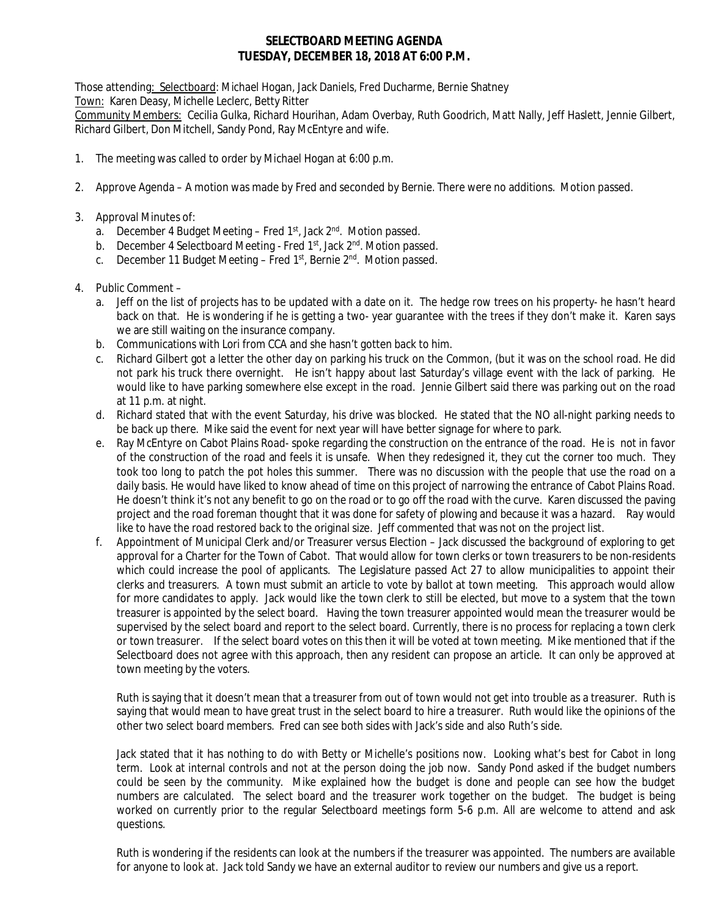# SELECTBOARD MEETING AGENDA
## TUESDAY, DECEMBER 18, 2018 AT 6:00 P.M.

Those attending: Selectboard: Michael Hogan, Jack Daniels, Fred Ducharme, Bernie Shatney
Town: Karen Deasy, Michelle Leclerc, Betty Ritter
Community Members: Cecilia Gulka, Richard Hourihan, Adam Overbay, Ruth Goodrich, Matt Nally, Jeff Haslett, Jennie Gilbert, Richard Gilbert, Don Mitchell, Sandy Pond, Ray McEntyre and wife.

1. The meeting was called to order by Michael Hogan at 6:00 p.m.

2. Approve Agenda – A motion was made by Fred and seconded by Bernie. There were no additions. Motion passed.

3. Approval Minutes of:
   a. December 4 Budget Meeting – Fred 1st, Jack 2nd. Motion passed.
   b. December 4 Selectboard Meeting - Fred 1st, Jack 2nd. Motion passed.
   c. December 11 Budget Meeting – Fred 1st, Bernie 2nd. Motion passed.

4. Public Comment –
   a. Jeff on the list of projects has to be updated with a date on it. The hedge row trees on his property- he hasn't heard back on that. He is wondering if he is getting a two- year guarantee with the trees if they don't make it. Karen says we are still waiting on the insurance company.
   b. Communications with Lori from CCA and she hasn't gotten back to him.
   c. Richard Gilbert got a letter the other day on parking his truck on the Common, (but it was on the school road. He did not park his truck there overnight. He isn't happy about last Saturday's village event with the lack of parking. He would like to have parking somewhere else except in the road. Jennie Gilbert said there was parking out on the road at 11 p.m. at night.
   d. Richard stated that with the event Saturday, his drive was blocked. He stated that the NO all-night parking needs to be back up there. Mike said the event for next year will have better signage for where to park.
   e. Ray McEntyre on Cabot Plains Road- spoke regarding the construction on the entrance of the road. He is not in favor of the construction of the road and feels it is unsafe. When they redesigned it, they cut the corner too much. They took too long to patch the pot holes this summer. There was no discussion with the people that use the road on a daily basis. He would have liked to know ahead of time on this project of narrowing the entrance of Cabot Plains Road. He doesn't think it's not any benefit to go on the road or to go off the road with the curve. Karen discussed the paving project and the road foreman thought that it was done for safety of plowing and because it was a hazard. Ray would like to have the road restored back to the original size. Jeff commented that was not on the project list.
   f. Appointment of Municipal Clerk and/or Treasurer versus Election – Jack discussed the background of exploring to get approval for a Charter for the Town of Cabot. That would allow for town clerks or town treasurers to be non-residents which could increase the pool of applicants. The Legislature passed Act 27 to allow municipalities to appoint their clerks and treasurers. A town must submit an article to vote by ballot at town meeting. This approach would allow for more candidates to apply. Jack would like the town clerk to still be elected, but move to a system that the town treasurer is appointed by the select board. Having the town treasurer appointed would mean the treasurer would be supervised by the select board and report to the select board. Currently, there is no process for replacing a town clerk or town treasurer. If the select board votes on this then it will be voted at town meeting. Mike mentioned that if the Selectboard does not agree with this approach, then any resident can propose an article. It can only be approved at town meeting by the voters.

      Ruth is saying that it doesn't mean that a treasurer from out of town would not get into trouble as a treasurer. Ruth is saying that would mean to have great trust in the select board to hire a treasurer. Ruth would like the opinions of the other two select board members. Fred can see both sides with Jack's side and also Ruth's side.

      Jack stated that it has nothing to do with Betty or Michelle's positions now. Looking what's best for Cabot in long term. Look at internal controls and not at the person doing the job now. Sandy Pond asked if the budget numbers could be seen by the community. Mike explained how the budget is done and people can see how the budget numbers are calculated. The select board and the treasurer work together on the budget. The budget is being worked on currently prior to the regular Selectboard meetings form 5-6 p.m. All are welcome to attend and ask questions.

      Ruth is wondering if the residents can look at the numbers if the treasurer was appointed. The numbers are available for anyone to look at. Jack told Sandy we have an external auditor to review our numbers and give us a report.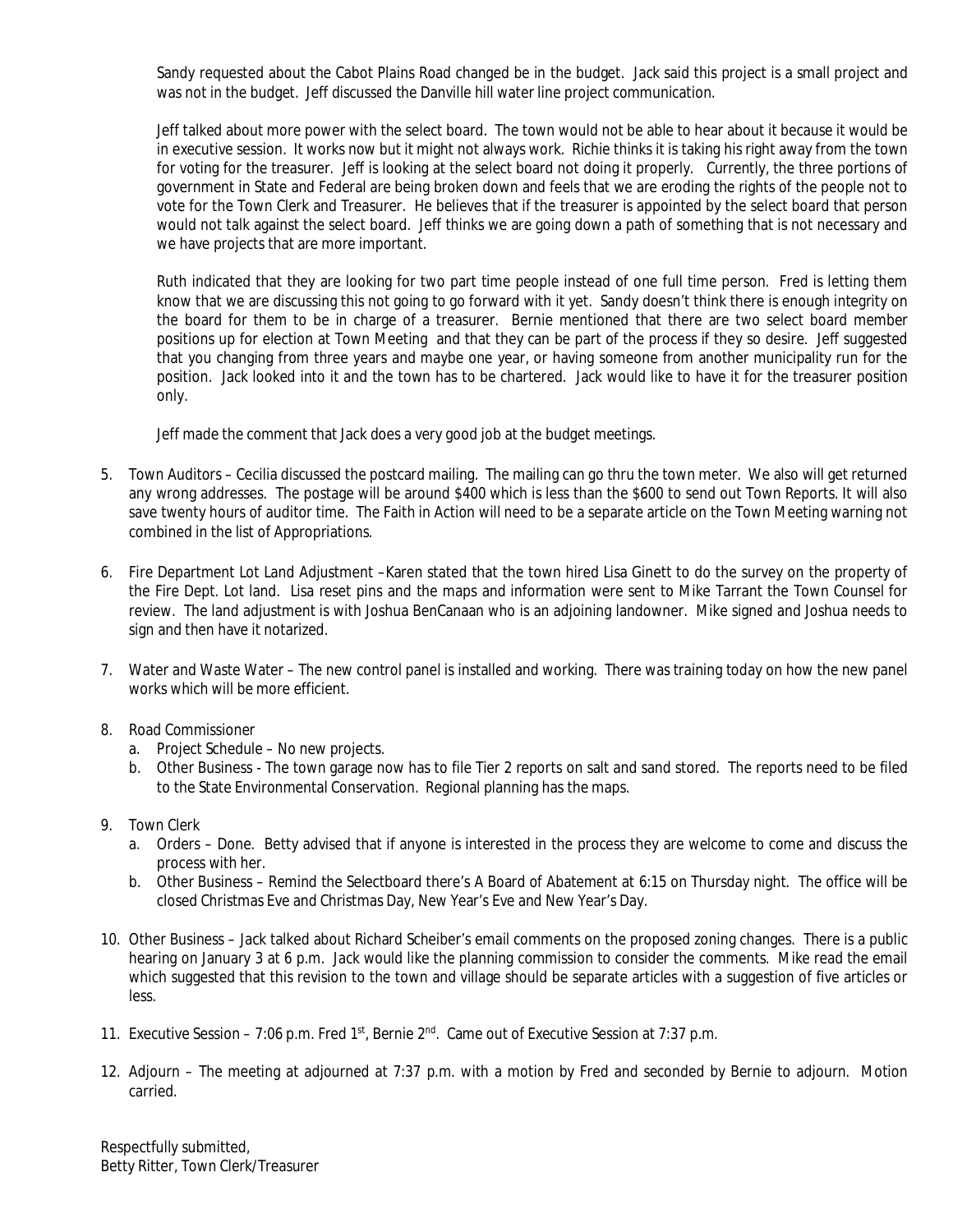Sandy requested about the Cabot Plains Road changed be in the budget. Jack said this project is a small project and was not in the budget. Jeff discussed the Danville hill water line project communication.

Jeff talked about more power with the select board. The town would not be able to hear about it because it would be in executive session. It works now but it might not always work. Richie thinks it is taking his right away from the town for voting for the treasurer. Jeff is looking at the select board not doing it properly. Currently, the three portions of government in State and Federal are being broken down and feels that we are eroding the rights of the people not to vote for the Town Clerk and Treasurer. He believes that if the treasurer is appointed by the select board that person would not talk against the select board. Jeff thinks we are going down a path of something that is not necessary and we have projects that are more important.

Ruth indicated that they are looking for two part time people instead of one full time person. Fred is letting them know that we are discussing this not going to go forward with it yet. Sandy doesn't think there is enough integrity on the board for them to be in charge of a treasurer. Bernie mentioned that there are two select board member positions up for election at Town Meeting and that they can be part of the process if they so desire. Jeff suggested that you changing from three years and maybe one year, or having someone from another municipality run for the position. Jack looked into it and the town has to be chartered. Jack would like to have it for the treasurer position only.

Jeff made the comment that Jack does a very good job at the budget meetings.

5. Town Auditors – Cecilia discussed the postcard mailing. The mailing can go thru the town meter. We also will get returned any wrong addresses. The postage will be around $400 which is less than the $600 to send out Town Reports. It will also save twenty hours of auditor time. The Faith in Action will need to be a separate article on the Town Meeting warning not combined in the list of Appropriations.

6. Fire Department Lot Land Adjustment –Karen stated that the town hired Lisa Ginett to do the survey on the property of the Fire Dept. Lot land. Lisa reset pins and the maps and information were sent to Mike Tarrant the Town Counsel for review. The land adjustment is with Joshua BenCanaan who is an adjoining landowner. Mike signed and Joshua needs to sign and then have it notarized.

7. Water and Waste Water – The new control panel is installed and working. There was training today on how the new panel works which will be more efficient.

8. Road Commissioner
   a. Project Schedule – No new projects.
   b. Other Business - The town garage now has to file Tier 2 reports on salt and sand stored. The reports need to be filed to the State Environmental Conservation. Regional planning has the maps.

9. Town Clerk
   a. Orders – Done. Betty advised that if anyone is interested in the process they are welcome to come and discuss the process with her.
   b. Other Business – Remind the Selectboard there's A Board of Abatement at 6:15 on Thursday night. The office will be closed Christmas Eve and Christmas Day, New Year's Eve and New Year's Day.

10. Other Business – Jack talked about Richard Scheiber's email comments on the proposed zoning changes. There is a public hearing on January 3 at 6 p.m. Jack would like the planning commission to consider the comments. Mike read the email which suggested that this revision to the town and village should be separate articles with a suggestion of five articles or less.

11. Executive Session – 7:06 p.m. Fred 1st, Bernie 2nd. Came out of Executive Session at 7:37 p.m.

12. Adjourn – The meeting at adjourned at 7:37 p.m. with a motion by Fred and seconded by Bernie to adjourn. Motion carried.

Respectfully submitted,
Betty Ritter, Town Clerk/Treasurer